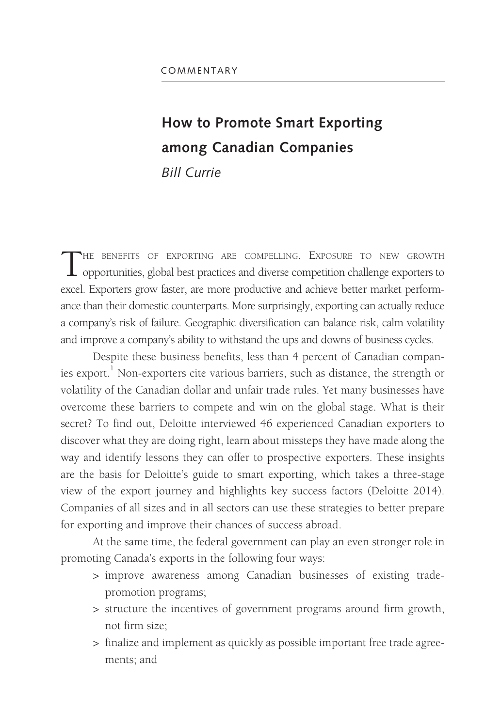COMMENTARY

# How to Promote Smart Exporting among Canadian Companies

*Bill Currie*

THE BENEFITS OF EXPORTING ARE COMPELLING. EXPOSURE TO NEW GROWTH opportunities, global best practices and diverse competition challenge exporters to excel. Exporters grow faster, are more productive and achieve better market performance than their domestic counterparts. More surprisingly, exporting can actually reduce a company's risk of failure. Geographic diversification can balance risk, calm volatility and improve a company's ability to withstand the ups and downs of business cycles.

Despite these business benefits, less than 4 percent of Canadian companies export.[1] Non-exporters cite various barriers, such as distance, the strength or volatility of the Canadian dollar and unfair trade rules. Yet many businesses have overcome these barriers to compete and win on the global stage. What is their secret? To find out, Deloitte interviewed 46 experienced Canadian exporters to discover what they are doing right, learn about missteps they have made along the way and identify lessons they can offer to prospective exporters. These insights are the basis for Deloitte's guide to smart exporting, which takes a three-stage view of the export journey and highlights key success factors (Deloitte 2014). Companies of all sizes and in all sectors can use these strategies to better prepare for exporting and improve their chances of success abroad.

At the same time, the federal government can play an even stronger role in promoting Canada's exports in the following four ways:

> improve awareness among Canadian businesses of existing trade-promotion programs;
> structure the incentives of government programs around firm growth, not firm size;
> finalize and implement as quickly as possible important free trade agreements; and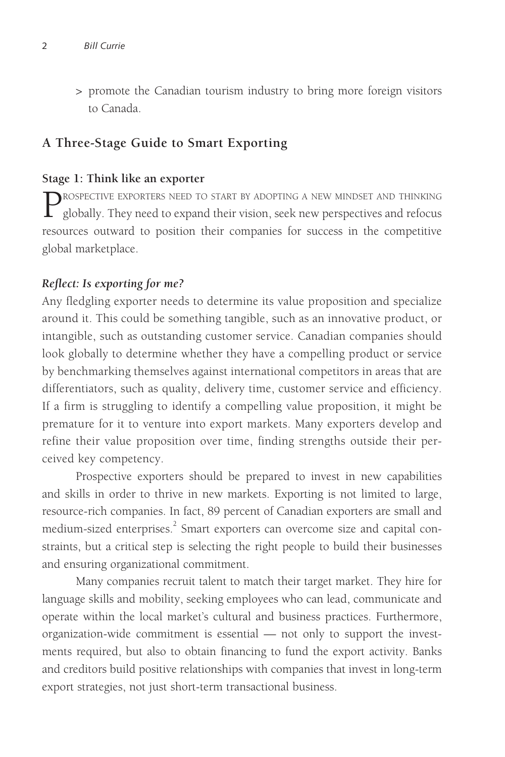> promote the Canadian tourism industry to bring more foreign visitors to Canada.

## A Three-Stage Guide to Smart Exporting

### Stage 1: Think like an exporter

Prospective exporters need to start by adopting a new mindset and thinking globally. They need to expand their vision, seek new perspectives and refocus resources outward to position their companies for success in the competitive global marketplace.

#### *Reflect: Is exporting for me?*

Any fledgling exporter needs to determine its value proposition and specialize around it. This could be something tangible, such as an innovative product, or intangible, such as outstanding customer service. Canadian companies should look globally to determine whether they have a compelling product or service by benchmarking themselves against international competitors in areas that are differentiators, such as quality, delivery time, customer service and efficiency. If a firm is struggling to identify a compelling value proposition, it might be premature for it to venture into export markets. Many exporters develop and refine their value proposition over time, finding strengths outside their perceived key competency.

Prospective exporters should be prepared to invest in new capabilities and skills in order to thrive in new markets. Exporting is not limited to large, resource-rich companies. In fact, 89 percent of Canadian exporters are small and medium-sized enterprises.[2] Smart exporters can overcome size and capital constraints, but a critical step is selecting the right people to build their businesses and ensuring organizational commitment.

Many companies recruit talent to match their target market. They hire for language skills and mobility, seeking employees who can lead, communicate and operate within the local market's cultural and business practices. Furthermore, organization-wide commitment is essential — not only to support the investments required, but also to obtain financing to fund the export activity. Banks and creditors build positive relationships with companies that invest in long-term export strategies, not just short-term transactional business.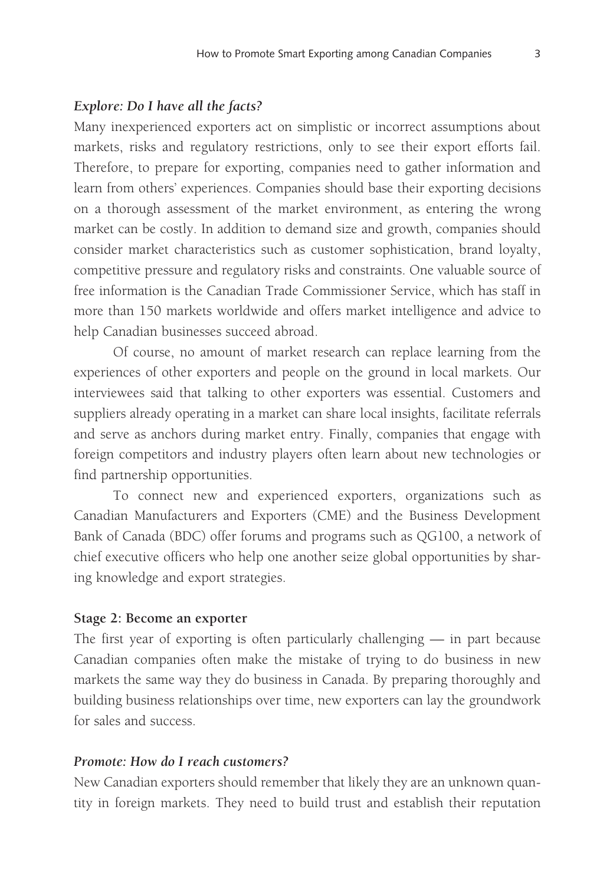### *Explore: Do I have all the facts?*

Many inexperienced exporters act on simplistic or incorrect assumptions about markets, risks and regulatory restrictions, only to see their export efforts fail. Therefore, to prepare for exporting, companies need to gather information and learn from others' experiences. Companies should base their exporting decisions on a thorough assessment of the market environment, as entering the wrong market can be costly. In addition to demand size and growth, companies should consider market characteristics such as customer sophistication, brand loyalty, competitive pressure and regulatory risks and constraints. One valuable source of free information is the Canadian Trade Commissioner Service, which has staff in more than 150 markets worldwide and offers market intelligence and advice to help Canadian businesses succeed abroad.

Of course, no amount of market research can replace learning from the experiences of other exporters and people on the ground in local markets. Our interviewees said that talking to other exporters was essential. Customers and suppliers already operating in a market can share local insights, facilitate referrals and serve as anchors during market entry. Finally, companies that engage with foreign competitors and industry players often learn about new technologies or find partnership opportunities.

To connect new and experienced exporters, organizations such as Canadian Manufacturers and Exporters (CME) and the Business Development Bank of Canada (BDC) offer forums and programs such as QG100, a network of chief executive officers who help one another seize global opportunities by sharing knowledge and export strategies.

## Stage 2: Become an exporter

The first year of exporting is often particularly challenging — in part because Canadian companies often make the mistake of trying to do business in new markets the same way they do business in Canada. By preparing thoroughly and building business relationships over time, new exporters can lay the groundwork for sales and success.

### *Promote: How do I reach customers?*

New Canadian exporters should remember that likely they are an unknown quantity in foreign markets. They need to build trust and establish their reputation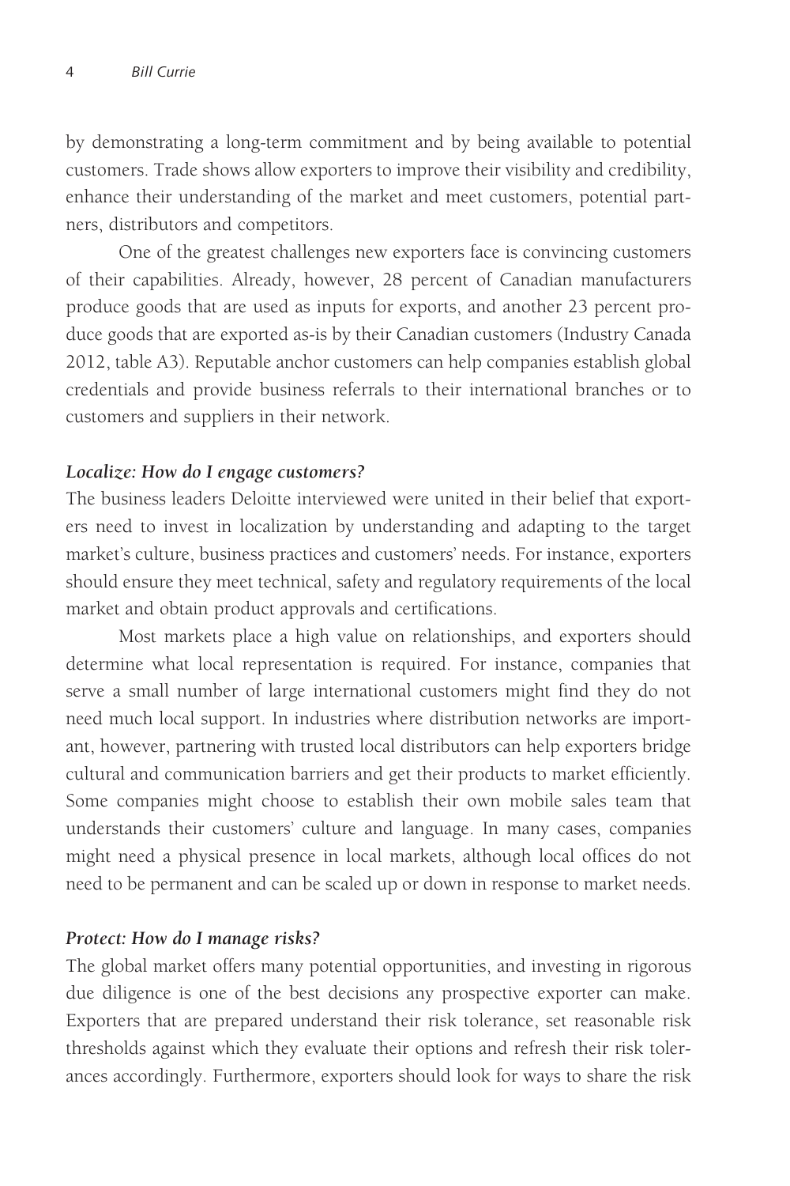by demonstrating a long-term commitment and by being available to potential customers. Trade shows allow exporters to improve their visibility and credibility, enhance their understanding of the market and meet customers, potential partners, distributors and competitors.

One of the greatest challenges new exporters face is convincing customers of their capabilities. Already, however, 28 percent of Canadian manufacturers produce goods that are used as inputs for exports, and another 23 percent produce goods that are exported as-is by their Canadian customers (Industry Canada 2012, table A3). Reputable anchor customers can help companies establish global credentials and provide business referrals to their international branches or to customers and suppliers in their network.

#### *Localize: How do I engage customers?*

The business leaders Deloitte interviewed were united in their belief that exporters need to invest in localization by understanding and adapting to the target market's culture, business practices and customers' needs. For instance, exporters should ensure they meet technical, safety and regulatory requirements of the local market and obtain product approvals and certifications.

Most markets place a high value on relationships, and exporters should determine what local representation is required. For instance, companies that serve a small number of large international customers might find they do not need much local support. In industries where distribution networks are important, however, partnering with trusted local distributors can help exporters bridge cultural and communication barriers and get their products to market efficiently. Some companies might choose to establish their own mobile sales team that understands their customers' culture and language. In many cases, companies might need a physical presence in local markets, although local offices do not need to be permanent and can be scaled up or down in response to market needs.

#### *Protect: How do I manage risks?*

The global market offers many potential opportunities, and investing in rigorous due diligence is one of the best decisions any prospective exporter can make. Exporters that are prepared understand their risk tolerance, set reasonable risk thresholds against which they evaluate their options and refresh their risk tolerances accordingly. Furthermore, exporters should look for ways to share the risk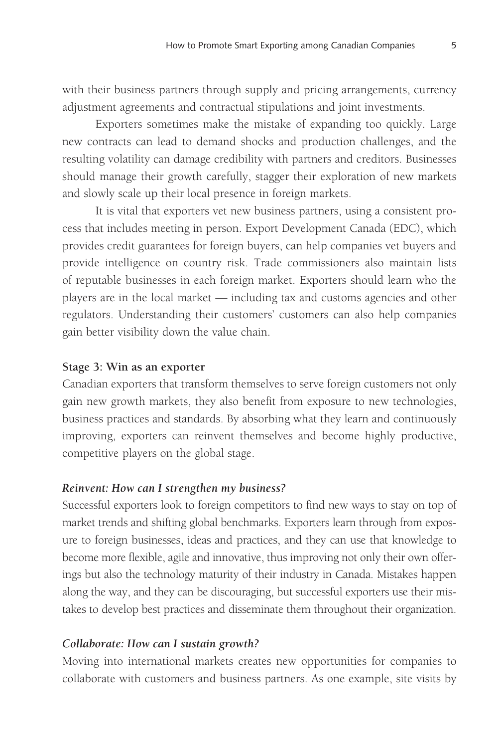with their business partners through supply and pricing arrangements, currency adjustment agreements and contractual stipulations and joint investments.

Exporters sometimes make the mistake of expanding too quickly. Large new contracts can lead to demand shocks and production challenges, and the resulting volatility can damage credibility with partners and creditors. Businesses should manage their growth carefully, stagger their exploration of new markets and slowly scale up their local presence in foreign markets.

It is vital that exporters vet new business partners, using a consistent process that includes meeting in person. Export Development Canada (EDC), which provides credit guarantees for foreign buyers, can help companies vet buyers and provide intelligence on country risk. Trade commissioners also maintain lists of reputable businesses in each foreign market. Exporters should learn who the players are in the local market — including tax and customs agencies and other regulators. Understanding their customers' customers can also help companies gain better visibility down the value chain.

### Stage 3: Win as an exporter

Canadian exporters that transform themselves to serve foreign customers not only gain new growth markets, they also benefit from exposure to new technologies, business practices and standards. By absorbing what they learn and continuously improving, exporters can reinvent themselves and become highly productive, competitive players on the global stage.

#### *Reinvent: How can I strengthen my business?*

Successful exporters look to foreign competitors to find new ways to stay on top of market trends and shifting global benchmarks. Exporters learn through from exposure to foreign businesses, ideas and practices, and they can use that knowledge to become more flexible, agile and innovative, thus improving not only their own offerings but also the technology maturity of their industry in Canada. Mistakes happen along the way, and they can be discouraging, but successful exporters use their mistakes to develop best practices and disseminate them throughout their organization.

#### *Collaborate: How can I sustain growth?*

Moving into international markets creates new opportunities for companies to collaborate with customers and business partners. As one example, site visits by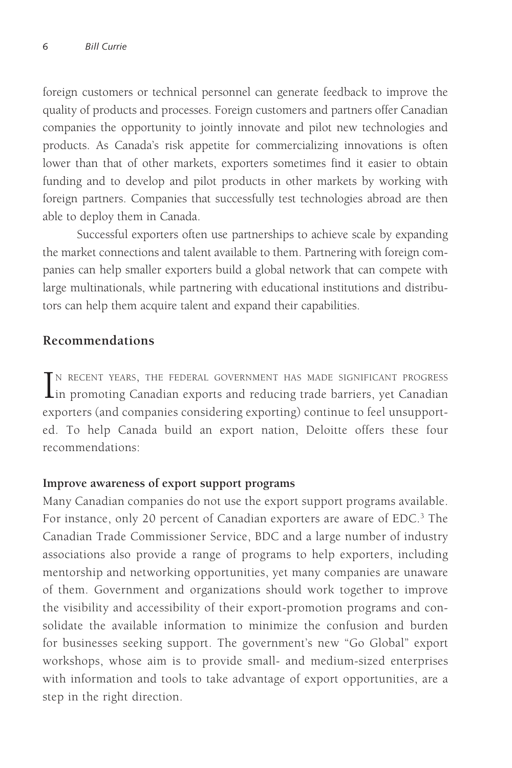foreign customers or technical personnel can generate feedback to improve the quality of products and processes. Foreign customers and partners offer Canadian companies the opportunity to jointly innovate and pilot new technologies and products. As Canada's risk appetite for commercializing innovations is often lower than that of other markets, exporters sometimes find it easier to obtain funding and to develop and pilot products in other markets by working with foreign partners. Companies that successfully test technologies abroad are then able to deploy them in Canada.

Successful exporters often use partnerships to achieve scale by expanding the market connections and talent available to them. Partnering with foreign companies can help smaller exporters build a global network that can compete with large multinationals, while partnering with educational institutions and distributors can help them acquire talent and expand their capabilities.

## Recommendations

In recent years, the federal government has made significant progress in promoting Canadian exports and reducing trade barriers, yet Canadian exporters (and companies considering exporting) continue to feel unsupported. To help Canada build an export nation, Deloitte offers these four recommendations:

### Improve awareness of export support programs

Many Canadian companies do not use the export support programs available. For instance, only 20 percent of Canadian exporters are aware of EDC.[3] The Canadian Trade Commissioner Service, BDC and a large number of industry associations also provide a range of programs to help exporters, including mentorship and networking opportunities, yet many companies are unaware of them. Government and organizations should work together to improve the visibility and accessibility of their export-promotion programs and consolidate the available information to minimize the confusion and burden for businesses seeking support. The government's new "Go Global" export workshops, whose aim is to provide small- and medium-sized enterprises with information and tools to take advantage of export opportunities, are a step in the right direction.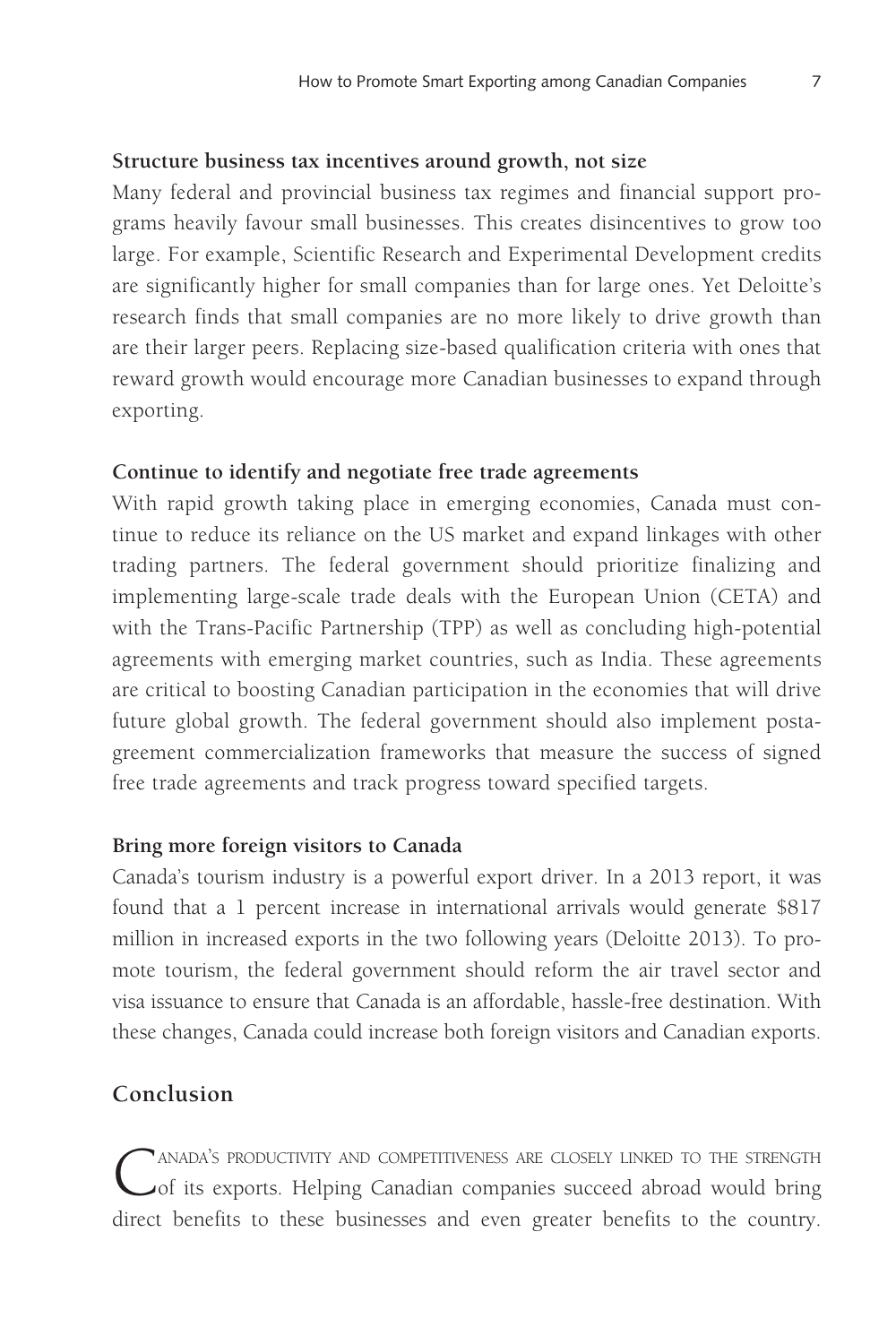**Structure business tax incentives around growth, not size**

Many federal and provincial business tax regimes and financial support programs heavily favour small businesses. This creates disincentives to grow too large. For example, Scientific Research and Experimental Development credits are significantly higher for small companies than for large ones. Yet Deloitte's research finds that small companies are no more likely to drive growth than are their larger peers. Replacing size-based qualification criteria with ones that reward growth would encourage more Canadian businesses to expand through exporting.

**Continue to identify and negotiate free trade agreements**

With rapid growth taking place in emerging economies, Canada must continue to reduce its reliance on the US market and expand linkages with other trading partners. The federal government should prioritize finalizing and implementing large-scale trade deals with the European Union (CETA) and with the Trans-Pacific Partnership (TPP) as well as concluding high-potential agreements with emerging market countries, such as India. These agreements are critical to boosting Canadian participation in the economies that will drive future global growth. The federal government should also implement postagreement commercialization frameworks that measure the success of signed free trade agreements and track progress toward specified targets.

**Bring more foreign visitors to Canada**

Canada's tourism industry is a powerful export driver. In a 2013 report, it was found that a 1 percent increase in international arrivals would generate $817 million in increased exports in the two following years (Deloitte 2013). To promote tourism, the federal government should reform the air travel sector and visa issuance to ensure that Canada is an affordable, hassle-free destination. With these changes, Canada could increase both foreign visitors and Canadian exports.

## Conclusion

Canada's productivity and competitiveness are closely linked to the strength of its exports. Helping Canadian companies succeed abroad would bring direct benefits to these businesses and even greater benefits to the country.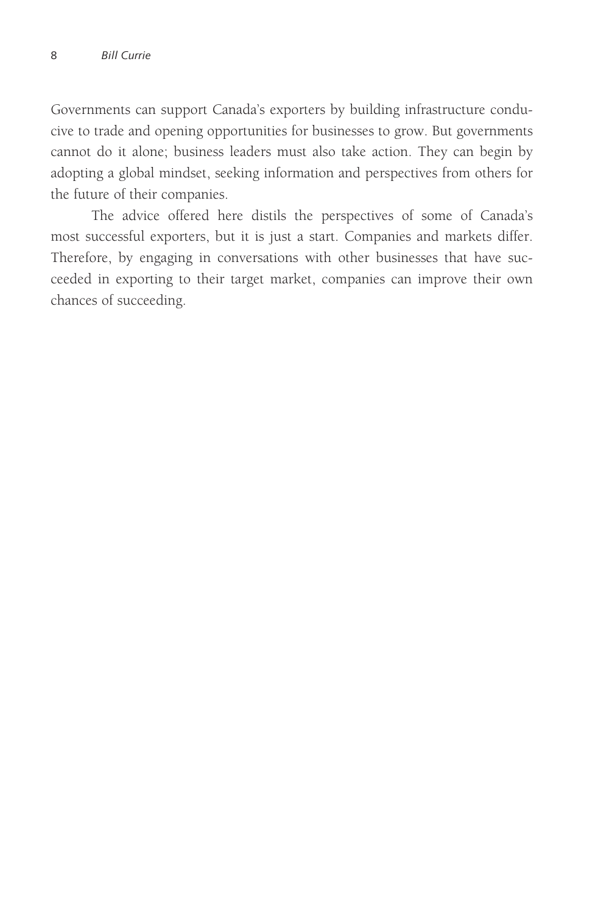Governments can support Canada's exporters by building infrastructure conducive to trade and opening opportunities for businesses to grow. But governments cannot do it alone; business leaders must also take action. They can begin by adopting a global mindset, seeking information and perspectives from others for the future of their companies.

The advice offered here distils the perspectives of some of Canada's most successful exporters, but it is just a start. Companies and markets differ. Therefore, by engaging in conversations with other businesses that have succeeded in exporting to their target market, companies can improve their own chances of succeeding.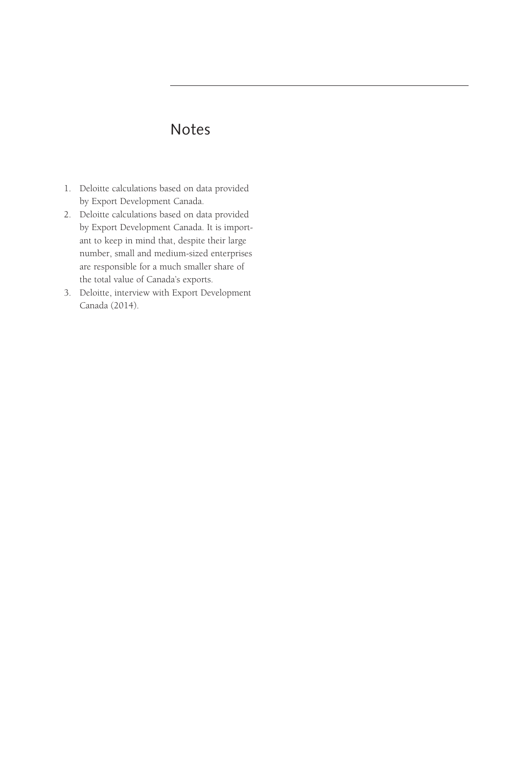# Notes

1. Deloitte calculations based on data provided by Export Development Canada.
2. Deloitte calculations based on data provided by Export Development Canada. It is important to keep in mind that, despite their large number, small and medium-sized enterprises are responsible for a much smaller share of the total value of Canada's exports.
3. Deloitte, interview with Export Development Canada (2014).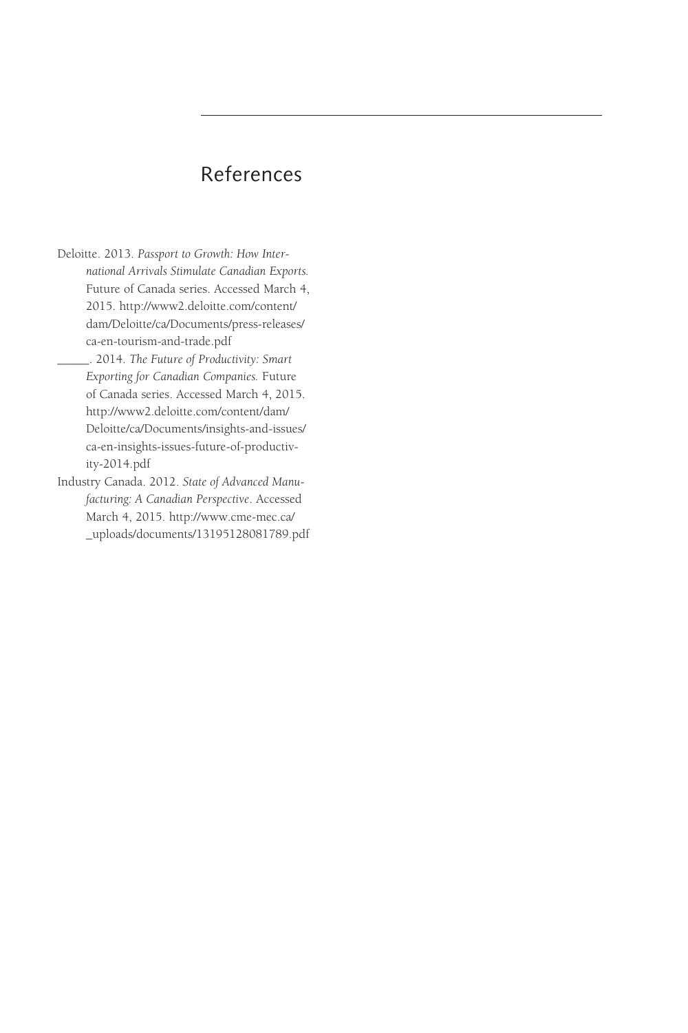## References

Deloitte. 2013. *Passport to Growth: How International Arrivals Stimulate Canadian Exports.* Future of Canada series. Accessed March 4, 2015. http://www2.deloitte.com/content/dam/Deloitte/ca/Documents/press-releases/ca-en-tourism-and-trade.pdf

_____. 2014. *The Future of Productivity: Smart Exporting for Canadian Companies.* Future of Canada series. Accessed March 4, 2015. http://www2.deloitte.com/content/dam/Deloitte/ca/Documents/insights-and-issues/ca-en-insights-issues-future-of-productivity-2014.pdf

Industry Canada. 2012. *State of Advanced Manufacturing: A Canadian Perspective*. Accessed March 4, 2015. http://www.cme-mec.ca/_uploads/documents/13195128081789.pdf